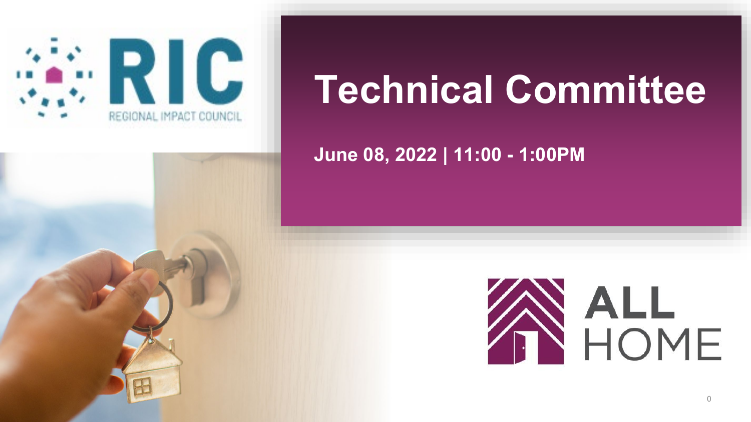# Technical Committee

**June 08, 2022 | 11:00 - 1:00PM**

RIC
REGIONAL IMPACT COUNCIL

ALL HOME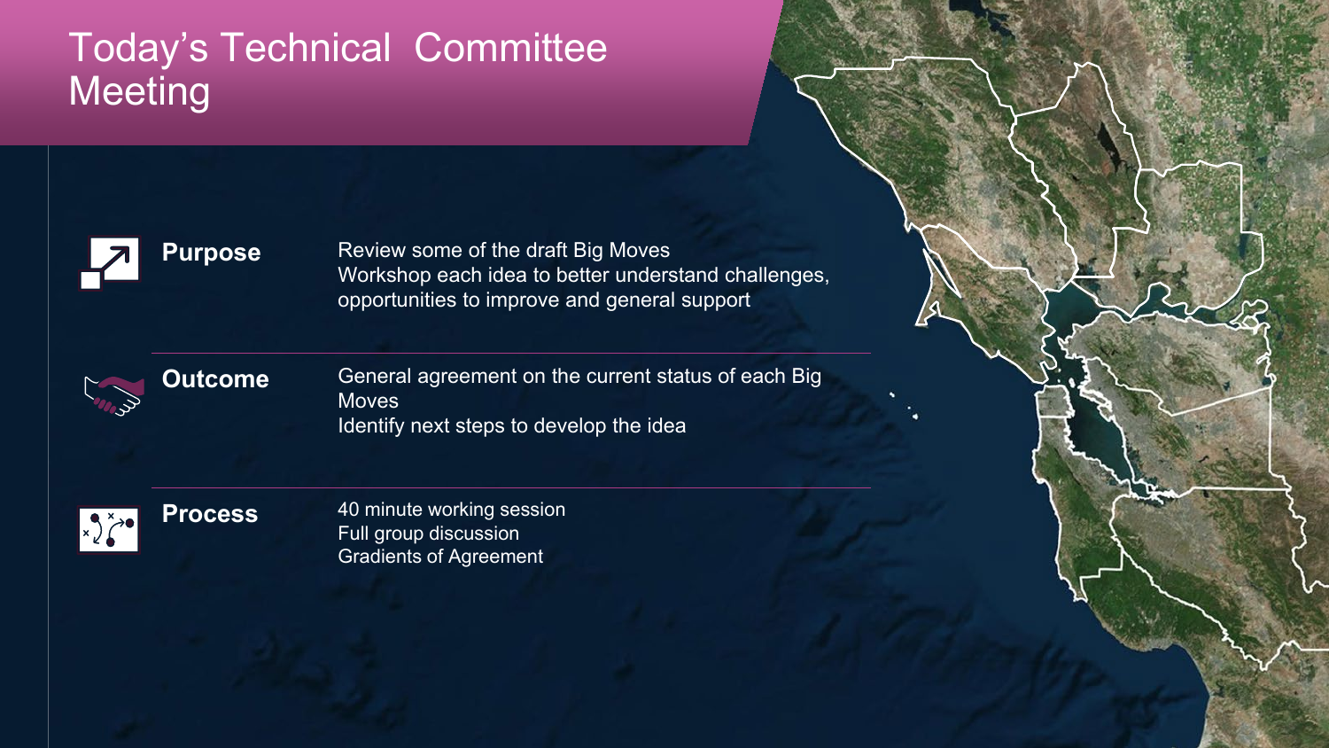# Today's Technical Committee Meeting

**Purpose**

Review some of the draft Big Moves
Workshop each idea to better understand challenges, opportunities to improve and general support

**Outcome**

General agreement on the current status of each Big Moves
Identify next steps to develop the idea

**Process**

40 minute working session
Full group discussion
Gradients of Agreement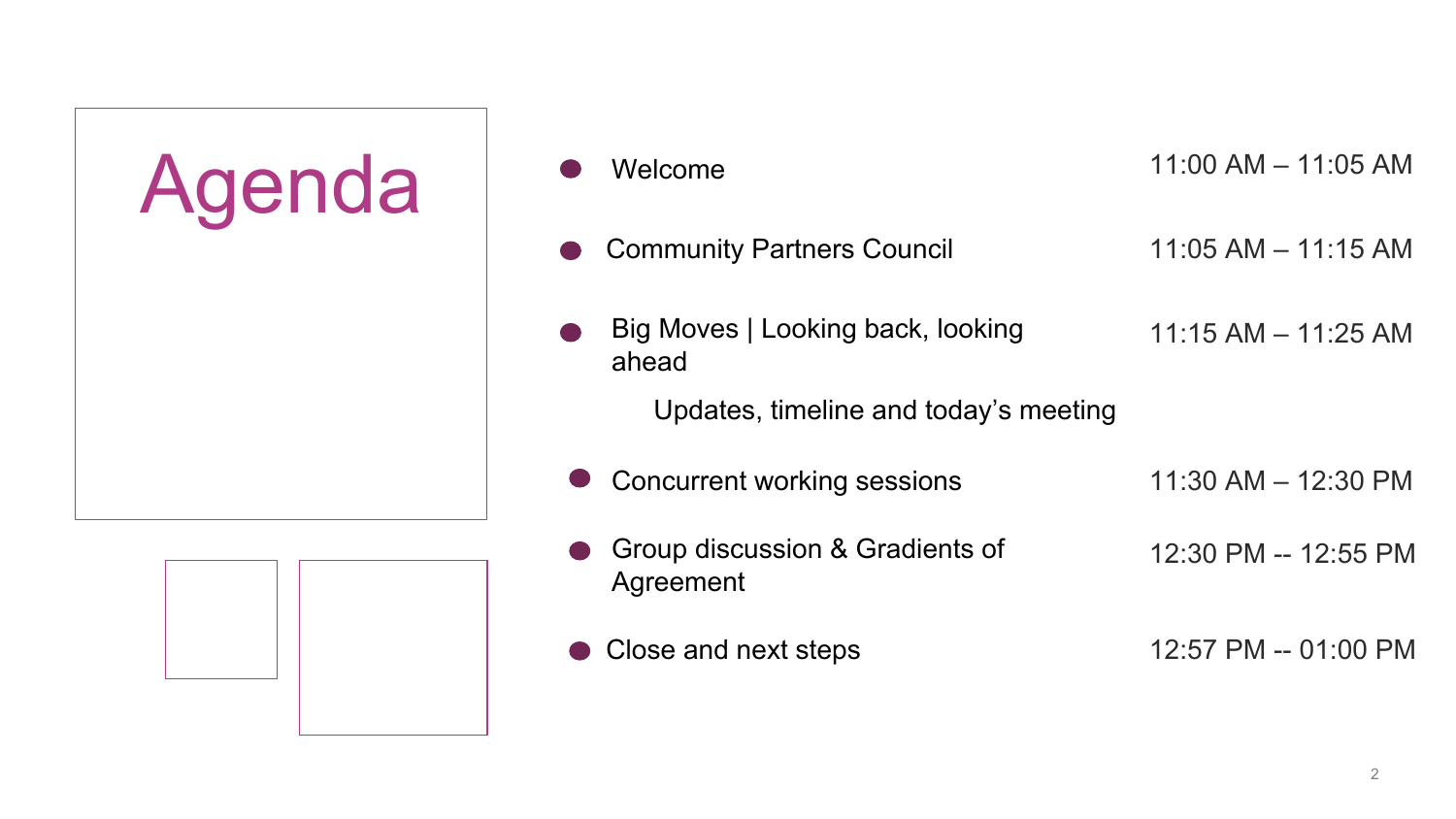# Agenda

| Item | Time |
| --- | --- |
| Welcome | 11:00 AM – 11:05 AM |
| Community Partners Council | 11:05 AM – 11:15 AM |
| Big Moves \| Looking back, looking ahead<br>Updates, timeline and today's meeting | 11:15 AM – 11:25 AM |
| Concurrent working sessions | 11:30 AM – 12:30 PM |
| Group discussion & Gradients of Agreement | 12:30 PM -- 12:55 PM |
| Close and next steps | 12:57 PM -- 01:00 PM |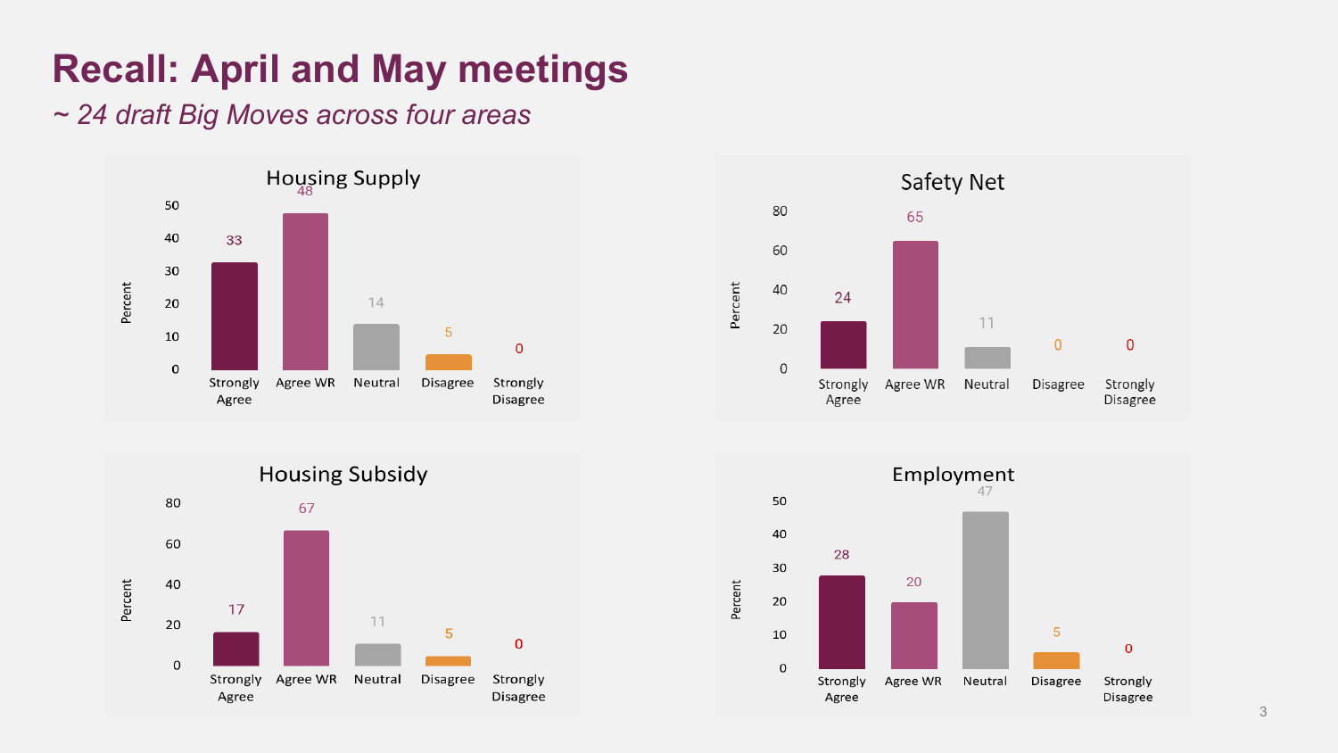# Recall: April and May meetings

*~ 24 draft Big Moves across four areas*

### Housing Supply

| Response | Percent |
| --- | --- |
| Strongly Agree | 33 |
| Agree WR | 48 |
| Neutral | 14 |
| Disagree | 5 |
| Strongly Disagree | 0 |

### Safety Net

| Response | Percent |
| --- | --- |
| Strongly Agree | 24 |
| Agree WR | 65 |
| Neutral | 11 |
| Disagree | 0 |
| Strongly Disagree | 0 |

### Housing Subsidy

| Response | Percent |
| --- | --- |
| Strongly Agree | 17 |
| Agree WR | 67 |
| Neutral | 11 |
| Disagree | 5 |
| Strongly Disagree | 0 |

### Employment

| Response | Percent |
| --- | --- |
| Strongly Agree | 28 |
| Agree WR | 20 |
| Neutral | 47 |
| Disagree | 5 |
| Strongly Disagree | 0 |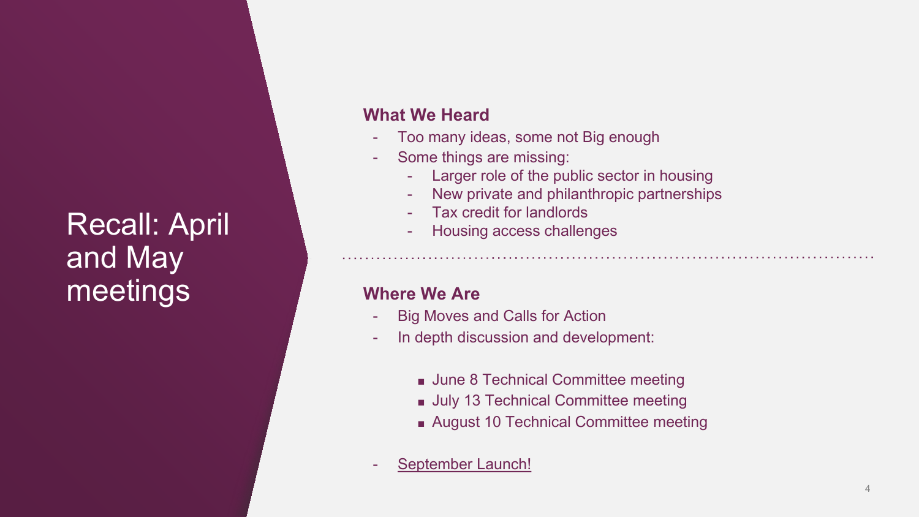# Recall: April and May meetings

**What We Heard**

- Too many ideas, some not Big enough
- Some things are missing:
  - Larger role of the public sector in housing
  - New private and philanthropic partnerships
  - Tax credit for landlords
  - Housing access challenges

---

**Where We Are**

- Big Moves and Calls for Action
- In depth discussion and development:
  - June 8 Technical Committee meeting
  - July 13 Technical Committee meeting
  - August 10 Technical Committee meeting
- September Launch!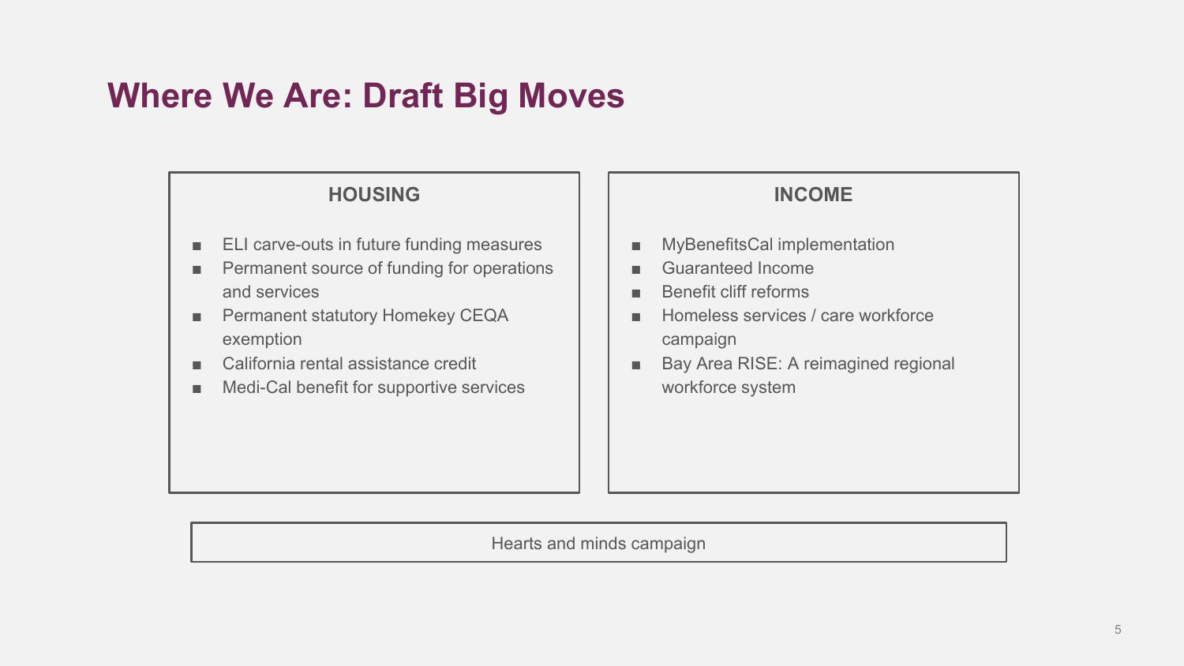# Where We Are: Draft Big Moves

### HOUSING

- ELI carve-outs in future funding measures
- Permanent source of funding for operations and services
- Permanent statutory Homekey CEQA exemption
- California rental assistance credit
- Medi-Cal benefit for supportive services

### INCOME

- MyBenefitsCal implementation
- Guaranteed Income
- Benefit cliff reforms
- Homeless services / care workforce campaign
- Bay Area RISE: A reimagined regional workforce system

Hearts and minds campaign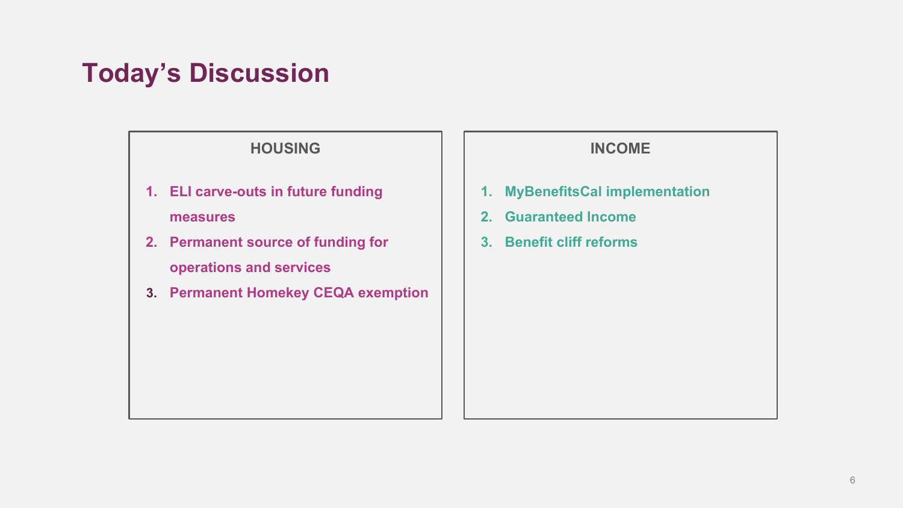# Today's Discussion

### HOUSING

1. ELI carve-outs in future funding measures
2. Permanent source of funding for operations and services
3. Permanent Homekey CEQA exemption

### INCOME

1. MyBenefitsCal implementation
2. Guaranteed Income
3. Benefit cliff reforms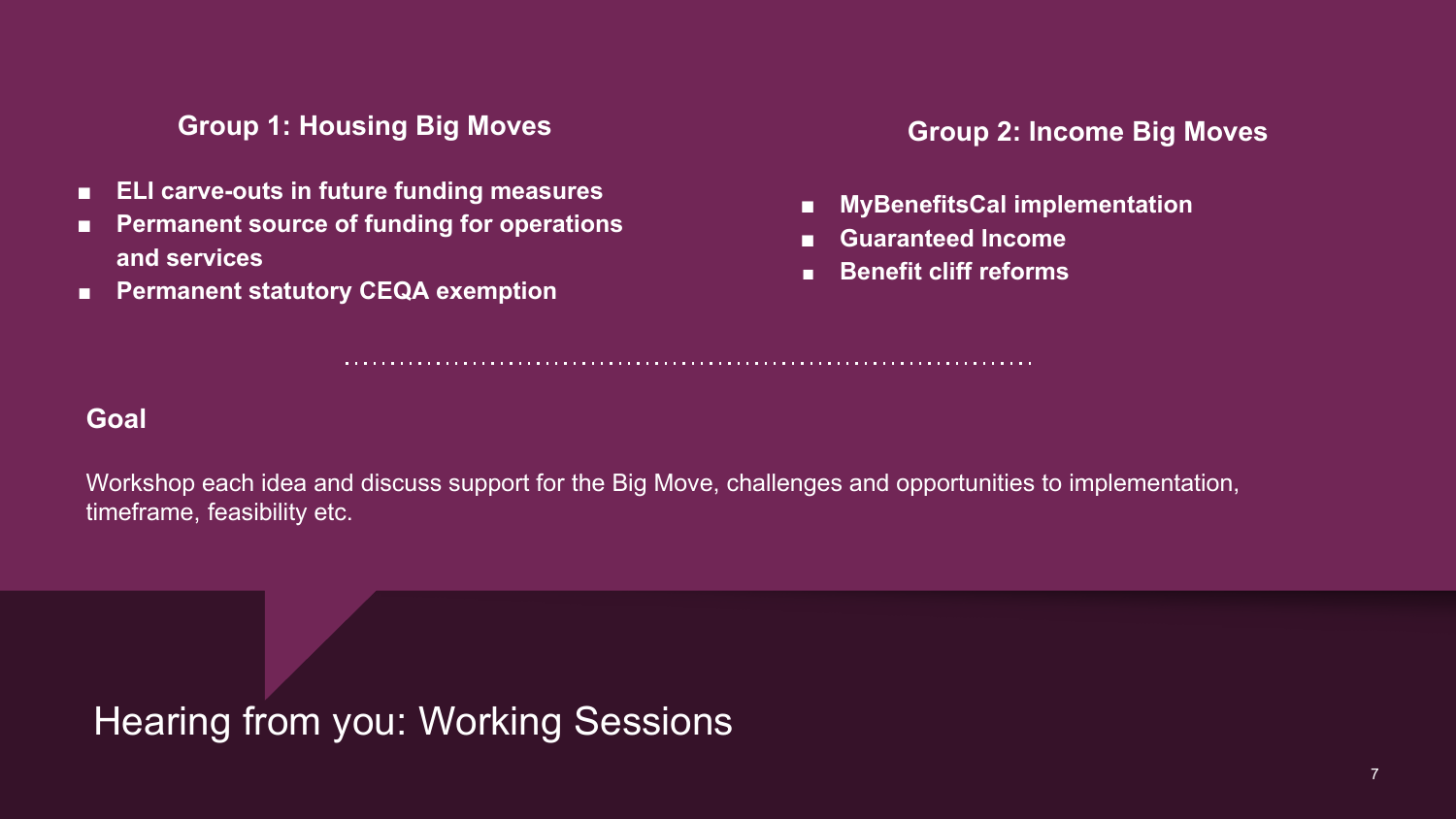# Hearing from you: Working Sessions

### Group 1: Housing Big Moves

- **ELI carve-outs in future funding measures**
- **Permanent source of funding for operations and services**
- **Permanent statutory CEQA exemption**

### Group 2: Income Big Moves

- **MyBenefitsCal implementation**
- **Guaranteed Income**
- **Benefit cliff reforms**

### Goal

Workshop each idea and discuss support for the Big Move, challenges and opportunities to implementation, timeframe, feasibility etc.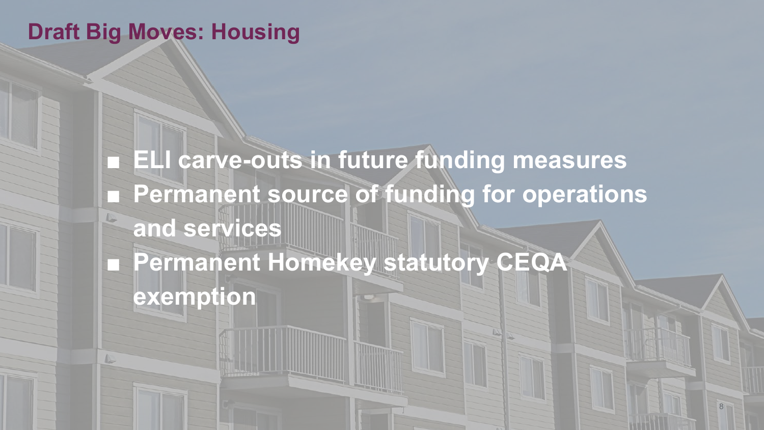# Draft Big Moves: Housing

- **ELI carve-outs in future funding measures**
- **Permanent source of funding for operations and services**
- **Permanent Homekey statutory CEQA exemption**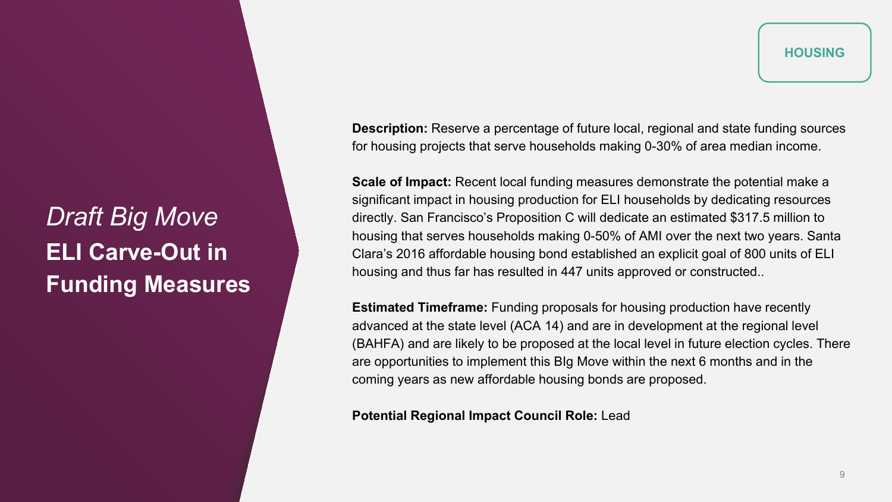HOUSING

*Draft Big Move*

# ELI Carve-Out in Funding Measures

**Description:** Reserve a percentage of future local, regional and state funding sources for housing projects that serve households making 0-30% of area median income.

**Scale of Impact:** Recent local funding measures demonstrate the potential make a significant impact in housing production for ELI households by dedicating resources directly. San Francisco's Proposition C will dedicate an estimated $317.5 million to housing that serves households making 0-50% of AMI over the next two years. Santa Clara's 2016 affordable housing bond established an explicit goal of 800 units of ELI housing and thus far has resulted in 447 units approved or constructed..

**Estimated Timeframe:** Funding proposals for housing production have recently advanced at the state level (ACA 14) and are in development at the regional level (BAHFA) and are likely to be proposed at the local level in future election cycles. There are opportunities to implement this BIg Move within the next 6 months and in the coming years as new affordable housing bonds are proposed.

**Potential Regional Impact Council Role:** Lead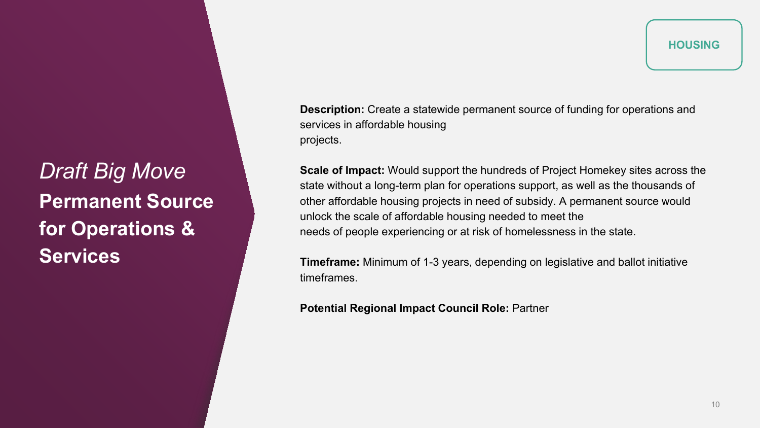HOUSING

# *Draft Big Move*
# **Permanent Source for Operations & Services**

**Description:** Create a statewide permanent source of funding for operations and services in affordable housing projects.

**Scale of Impact:** Would support the hundreds of Project Homekey sites across the state without a long-term plan for operations support, as well as the thousands of other affordable housing projects in need of subsidy. A permanent source would unlock the scale of affordable housing needed to meet the needs of people experiencing or at risk of homelessness in the state.

**Timeframe:** Minimum of 1-3 years, depending on legislative and ballot initiative timeframes.

**Potential Regional Impact Council Role:** Partner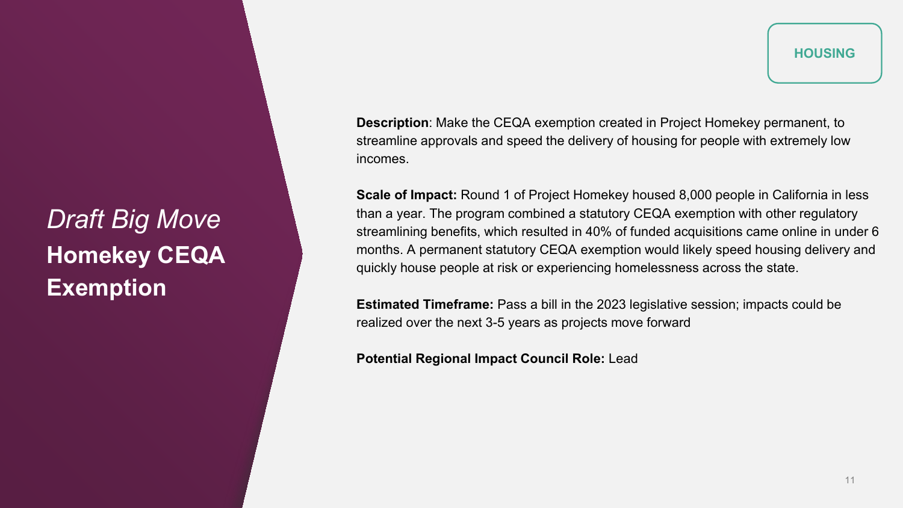HOUSING

*Draft Big Move*

# Homekey CEQA Exemption

**Description**: Make the CEQA exemption created in Project Homekey permanent, to streamline approvals and speed the delivery of housing for people with extremely low incomes.

**Scale of Impact:** Round 1 of Project Homekey housed 8,000 people in California in less than a year. The program combined a statutory CEQA exemption with other regulatory streamlining benefits, which resulted in 40% of funded acquisitions came online in under 6 months. A permanent statutory CEQA exemption would likely speed housing delivery and quickly house people at risk or experiencing homelessness across the state.

**Estimated Timeframe:** Pass a bill in the 2023 legislative session; impacts could be realized over the next 3-5 years as projects move forward

**Potential Regional Impact Council Role:** Lead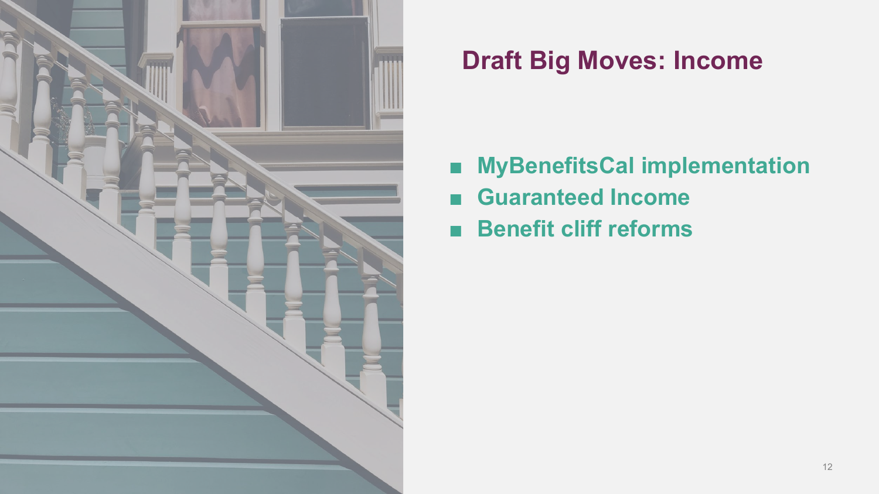# Draft Big Moves: Income

- **MyBenefitsCal implementation**
- **Guaranteed Income**
- **Benefit cliff reforms**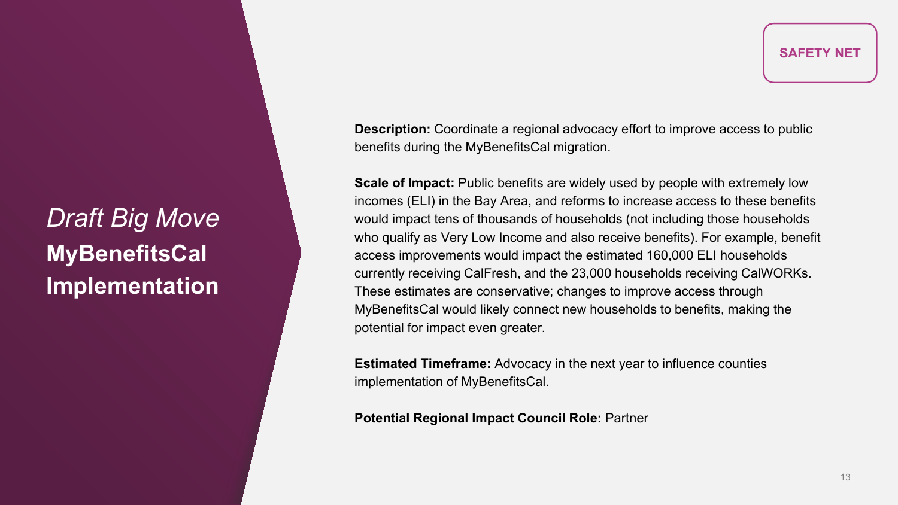**SAFETY NET**

*Draft Big Move*

# MyBenefitsCal Implementation

**Description:** Coordinate a regional advocacy effort to improve access to public benefits during the MyBenefitsCal migration.

**Scale of Impact:** Public benefits are widely used by people with extremely low incomes (ELI) in the Bay Area, and reforms to increase access to these benefits would impact tens of thousands of households (not including those households who qualify as Very Low Income and also receive benefits). For example, benefit access improvements would impact the estimated 160,000 ELI households currently receiving CalFresh, and the 23,000 households receiving CalWORKs. These estimates are conservative; changes to improve access through MyBenefitsCal would likely connect new households to benefits, making the potential for impact even greater.

**Estimated Timeframe:** Advocacy in the next year to influence counties implementation of MyBenefitsCal.

**Potential Regional Impact Council Role:** Partner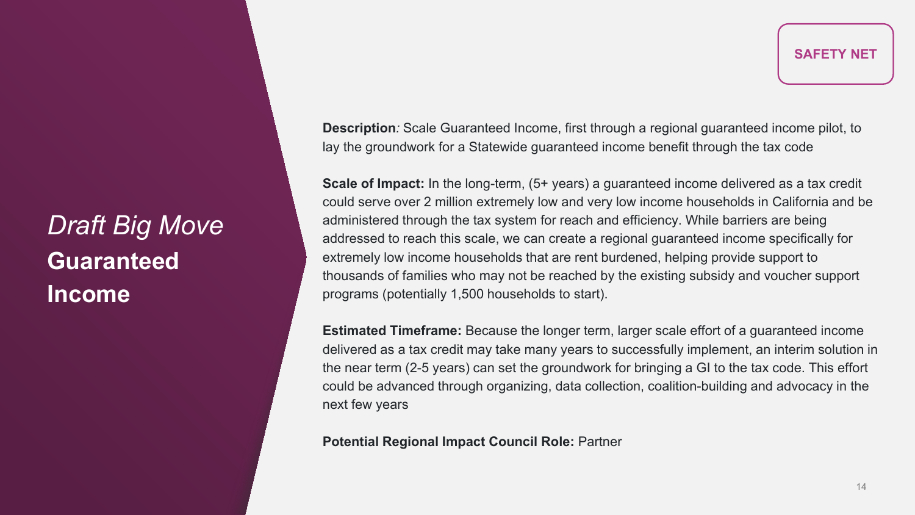SAFETY NET

# *Draft Big Move*
# **Guaranteed Income**

**Description***:* Scale Guaranteed Income, first through a regional guaranteed income pilot, to lay the groundwork for a Statewide guaranteed income benefit through the tax code

**Scale of Impact:** In the long-term, (5+ years) a guaranteed income delivered as a tax credit could serve over 2 million extremely low and very low income households in California and be administered through the tax system for reach and efficiency. While barriers are being addressed to reach this scale, we can create a regional guaranteed income specifically for extremely low income households that are rent burdened, helping provide support to thousands of families who may not be reached by the existing subsidy and voucher support programs (potentially 1,500 households to start).

**Estimated Timeframe:** Because the longer term, larger scale effort of a guaranteed income delivered as a tax credit may take many years to successfully implement, an interim solution in the near term (2-5 years) can set the groundwork for bringing a GI to the tax code. This effort could be advanced through organizing, data collection, coalition-building and advocacy in the next few years

**Potential Regional Impact Council Role:** Partner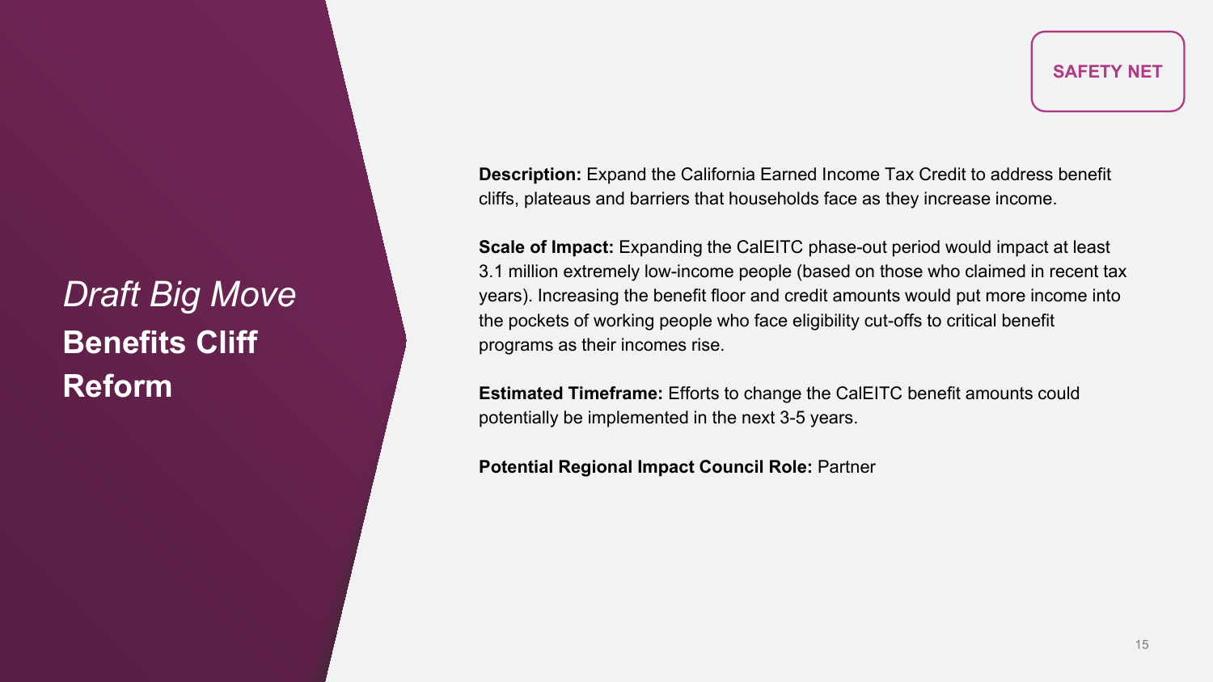SAFETY NET

# *Draft Big Move*
# **Benefits Cliff Reform**

**Description:** Expand the California Earned Income Tax Credit to address benefit cliffs, plateaus and barriers that households face as they increase income.

**Scale of Impact:** Expanding the CalEITC phase-out period would impact at least 3.1 million extremely low-income people (based on those who claimed in recent tax years). Increasing the benefit floor and credit amounts would put more income into the pockets of working people who face eligibility cut-offs to critical benefit programs as their incomes rise.

**Estimated Timeframe:** Efforts to change the CalEITC benefit amounts could potentially be implemented in the next 3-5 years.

**Potential Regional Impact Council Role:** Partner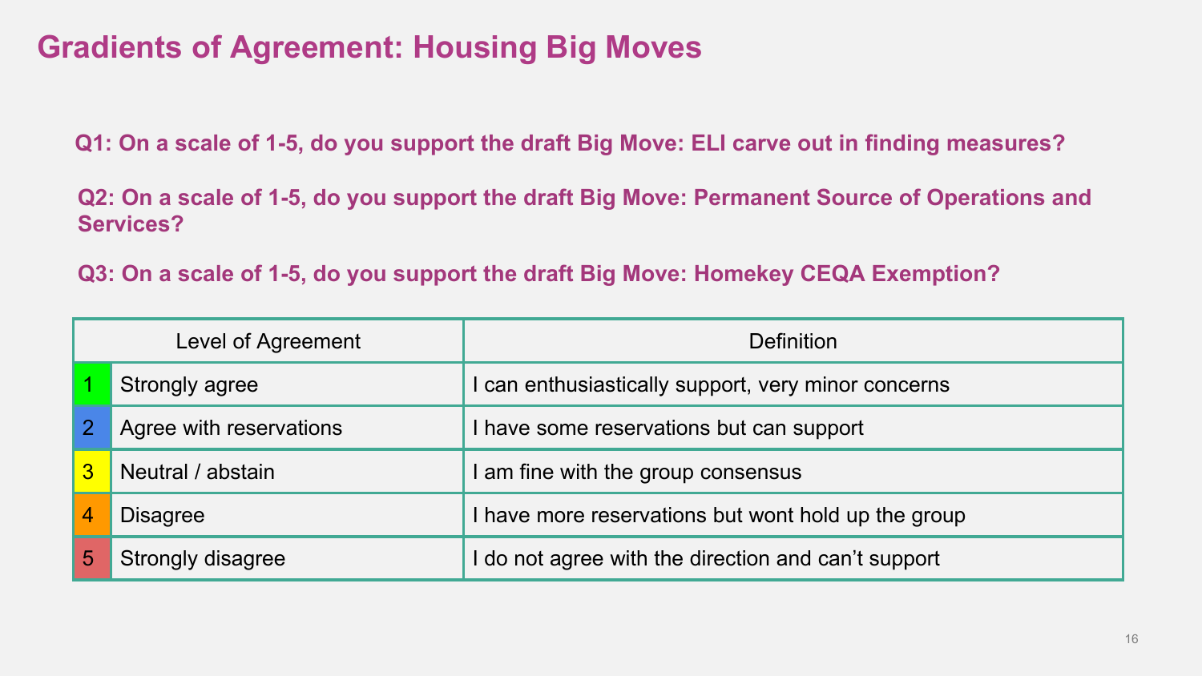# Gradients of Agreement: Housing Big Moves

**Q1: On a scale of 1-5, do you support the draft Big Move: ELI carve out in finding measures?**

**Q2: On a scale of 1-5, do you support the draft Big Move: Permanent Source of Operations and Services?**

**Q3: On a scale of 1-5, do you support the draft Big Move: Homekey CEQA Exemption?**

| Level of Agreement | | Definition |
|---|---|---|
| 1 | Strongly agree | I can enthusiastically support, very minor concerns |
| 2 | Agree with reservations | I have some reservations but can support |
| 3 | Neutral / abstain | I am fine with the group consensus |
| 4 | Disagree | I have more reservations but wont hold up the group |
| 5 | Strongly disagree | I do not agree with the direction and can't support |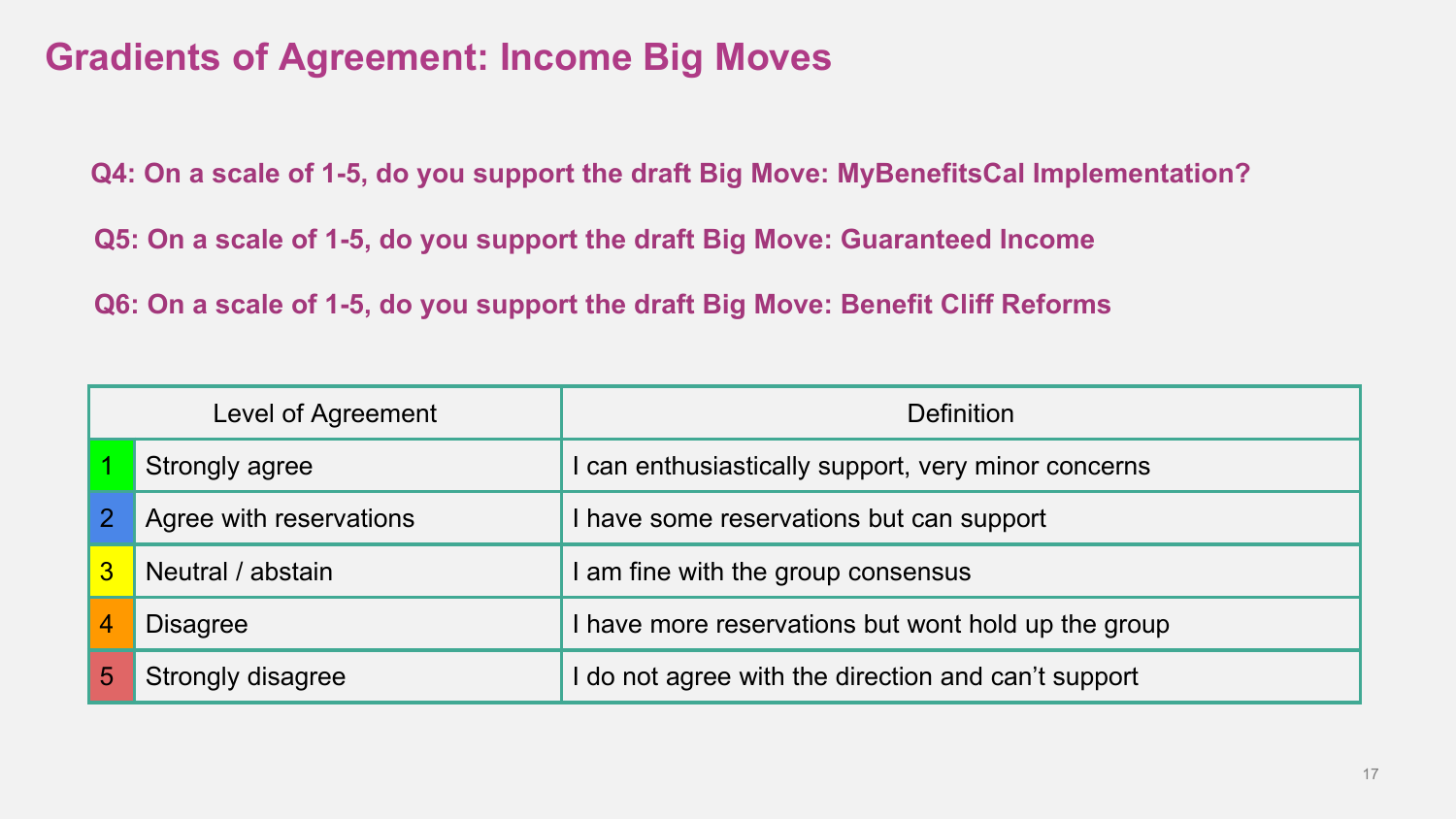# Gradients of Agreement: Income Big Moves

**Q4: On a scale of 1-5, do you support the draft Big Move: MyBenefitsCal Implementation?**

**Q5: On a scale of 1-5, do you support the draft Big Move: Guaranteed Income**

**Q6: On a scale of 1-5, do you support the draft Big Move: Benefit Cliff Reforms**

| Level of Agreement | | Definition |
|---|---|---|
| 1 | Strongly agree | I can enthusiastically support, very minor concerns |
| 2 | Agree with reservations | I have some reservations but can support |
| 3 | Neutral / abstain | I am fine with the group consensus |
| 4 | Disagree | I have more reservations but wont hold up the group |
| 5 | Strongly disagree | I do not agree with the direction and can't support |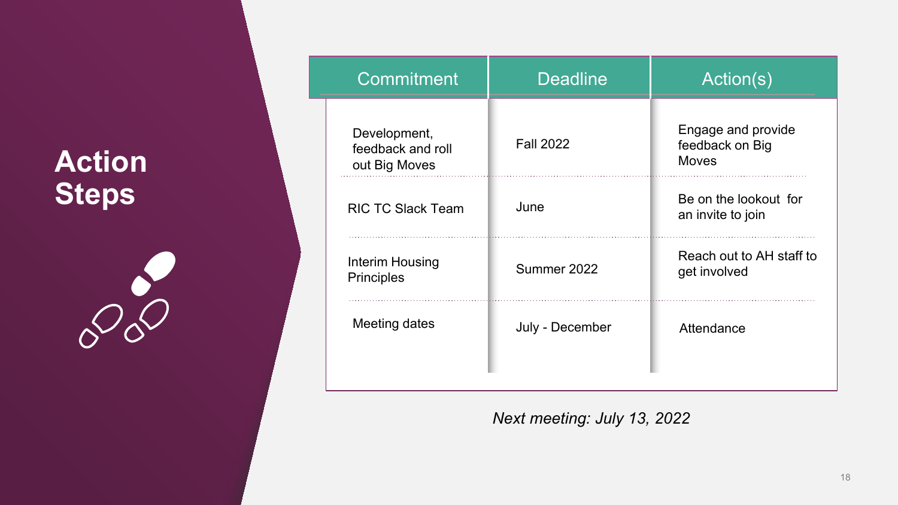# Action Steps

| Commitment | Deadline | Action(s) |
|---|---|---|
| Development, feedback and roll out Big Moves | Fall 2022 | Engage and provide feedback on Big Moves |
| RIC TC Slack Team | June | Be on the lookout for an invite to join |
| Interim Housing Principles | Summer 2022 | Reach out to AH staff to get involved |
| Meeting dates | July - December | Attendance |

*Next meeting: July 13, 2022*